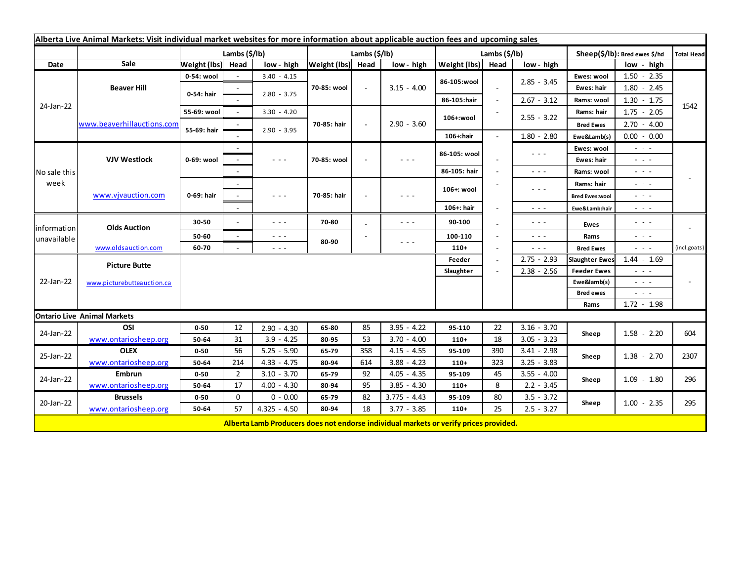**Alberta Live Animal Markets: Visit individual market websites for more information about applicable auction fees and upcoming sales**

| Date | Sale | Lambs ($/lb) | | | Lambs ($/lb) | | | Lambs ($/lb) | | | Sheep($/lb): Bred ewes $/hd | | Total Head |
|---|---|---|---|---|---|---|---|---|---|---|---|---|---|
| | | Weight (lbs) | Head | low - high | Weight (lbs) | Head | low - high | Weight (lbs) | Head | low - high | | low - high | |
| 24-Jan-22 | Beaver Hill www.beaverhillauctions.com | 0-54: wool | - | 3.40 - 4.15 | 70-85: wool | - | 3.15 - 4.00 | 86-105:wool | - | 2.85 - 3.45 | Ewes: wool | 1.50 - 2.35 | 1542 |
| | | 0-54: hair | - | 2.80 - 3.75 | | | | | | | Ewes: hair | 1.80 - 2.45 | |
| | | | - | | | | | 86-105:hair | - | 2.67 - 3.12 | Rams: wool | 1.30 - 1.75 | |
| | | 55-69: wool | - | 3.30 - 4.20 | 70-85: hair | - | 2.90 - 3.60 | 106+:wool | - | 2.55 - 3.22 | Rams: hair | 1.75 - 2.05 | |
| | | 55-69: hair | - | 2.90 - 3.95 | | | | | | | Bred Ewes | 2.70 - 4.00 | |
| | | | - | | | | | 106+:hair | - | 1.80 - 2.80 | Ewe&Lamb(s) | 0.00 - 0.00 | |
| No sale this week | VJV Westlock www.vjvauction.com | 0-69: wool | - | - - - | 70-85: wool | - | - - - | 86-105: wool | - | - - - | Ewes: wool | - - - | - |
| | | | - | | | | | | | | Ewes: hair | - - - | |
| | | | - | | | | | 86-105: hair | - | - - - | Rams: wool | - - - | |
| | | 0-69: hair | - | - - - | 70-85: hair | - | - - - | 106+: wool | - | - - - | Rams: hair | - - - | |
| | | | - | | | | | | | | Bred Ewes:wool | - - - | |
| | | | - | | | | | 106+: hair | - | - - - | Ewe&Lamb:hair | - - - | |
| information unavailable | Olds Auction www.oldsauction.com | 30-50 | - | - - - | 70-80 | - | - - - | 90-100 | - | - - - | Ewes | - - - | - |
| | | 50-60 | - | - - - | 80-90 | - | - - - | 100-110 | - | - - - | Rams | - - - | |
| | | 60-70 | - | - - - | | | | 110+ | - | - - - | Bred Ewes | - - - | (incl.goats) |
| 22-Jan-22 | Picture Butte www.picturebutteauction.ca | | | | | | | Feeder | - | 2.75 - 2.93 | Slaughter Ewes | 1.44 - 1.69 | - |
| | | | | | | | | Slaughter | - | 2.38 - 2.56 | Feeder Ewes | - - - | |
| | | | | | | | | | | | Ewe&lamb(s) | - - - | |
| | | | | | | | | | | | Bred ewes | - - - | |
| | | | | | | | | | | | Rams | 1.72 - 1.98 | |
| **Ontario Live Animal Markets** | | | | | | | | | | | | | |
| 24-Jan-22 | OSI www.ontariosheep.org | 0-50 | 12 | 2.90 - 4.30 | 65-80 | 85 | 3.95 - 4.22 | 95-110 | 22 | 3.16 - 3.70 | Sheep | 1.58 - 2.20 | 604 |
| | | 50-64 | 31 | 3.9 - 4.25 | 80-95 | 53 | 3.70 - 4.00 | 110+ | 18 | 3.05 - 3.23 | | | |
| 25-Jan-22 | OLEX www.ontariosheep.org | 0-50 | 56 | 5.25 - 5.90 | 65-79 | 358 | 4.15 - 4.55 | 95-109 | 390 | 3.41 - 2.98 | Sheep | 1.38 - 2.70 | 2307 |
| | | 50-64 | 214 | 4.33 - 4.75 | 80-94 | 614 | 3.88 - 4.23 | 110+ | 323 | 3.25 - 3.83 | | | |
| 24-Jan-22 | Embrun www.ontariosheep.org | 0-50 | 2 | 3.10 - 3.70 | 65-79 | 92 | 4.05 - 4.35 | 95-109 | 45 | 3.55 - 4.00 | Sheep | 1.09 - 1.80 | 296 |
| | | 50-64 | 17 | 4.00 - 4.30 | 80-94 | 95 | 3.85 - 4.30 | 110+ | 8 | 2.2 - 3.45 | | | |
| 20-Jan-22 | Brussels www.ontariosheep.org | 0-50 | 0 | 0 - 0.00 | 65-79 | 82 | 3.775 - 4.43 | 95-109 | 80 | 3.5 - 3.72 | Sheep | 1.00 - 2.35 | 295 |
| | | 50-64 | 57 | 4.325 - 4.50 | 80-94 | 18 | 3.77 - 3.85 | 110+ | 25 | 2.5 - 3.27 | | | |

**Alberta Lamb Producers does not endorse individual markets or verify prices provided.**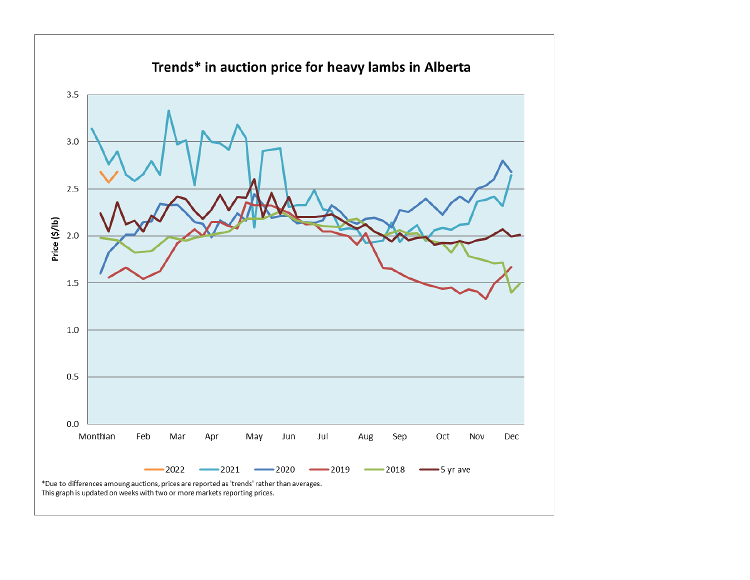## Trends* in auction price for heavy lambs in Alberta

Price ($/lb)

3.5
3.0
2.5
2.0
1.5
1.0
0.5
0.0

Month Jan Feb Mar Apr May Jun Jul Aug Sep Oct Nov Dec

2022 2021 2020 2019 2018 5 yr ave

*Due to differences amoung auctions, prices are reported as 'trends' rather than averages.
This graph is updated on weeks with two or more markets reporting prices.